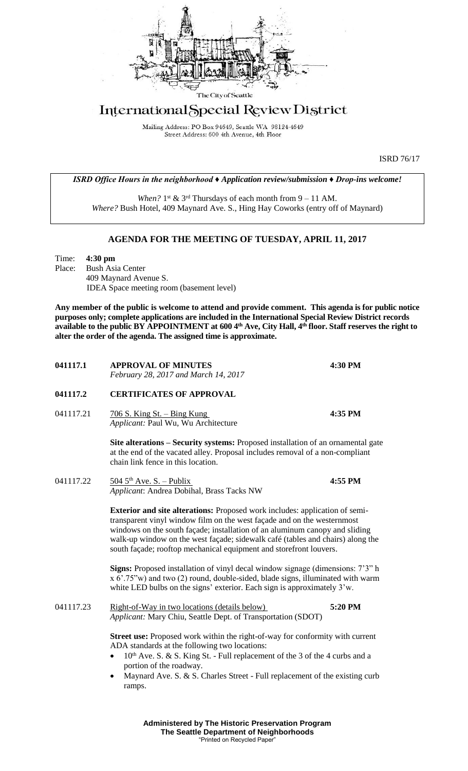The City of Seattle

# International Special Review District

Mailing Address: PO Box 94649, Seattle WA 98124-4649
Street Address: 600 4th Avenue, 4th Floor

ISRD 76/17

*ISRD Office Hours in the neighborhood ♦ Application review/submission ♦ Drop-ins welcome!*

*When?* 1st & 3rd Thursdays of each month from 9 – 11 AM.
*Where?* Bush Hotel, 409 Maynard Ave. S., Hing Hay Coworks (entry off of Maynard)

## AGENDA FOR THE MEETING OF TUESDAY, APRIL 11, 2017

Time: **4:30 pm**
Place: Bush Asia Center
409 Maynard Avenue S.
IDEA Space meeting room (basement level)

**Any member of the public is welcome to attend and provide comment. This agenda is for public notice purposes only; complete applications are included in the International Special Review District records available to the public BY APPOINTMENT at 600 4th Ave, City Hall, 4th floor. Staff reserves the right to alter the order of the agenda. The assigned time is approximate.**

**041117.1 APPROVAL OF MINUTES** **4:30 PM**
*February 28, 2017 and March 14, 2017*

**041117.2 CERTIFICATES OF APPROVAL**

041117.21 706 S. King St. – Bing Kung **4:35 PM**
*Applicant:* Paul Wu, Wu Architecture

**Site alterations – Security systems:** Proposed installation of an ornamental gate at the end of the vacated alley. Proposal includes removal of a non-compliant chain link fence in this location.

041117.22 504 5th Ave. S. – Publix **4:55 PM**
*Applicant*: Andrea Dobihal, Brass Tacks NW

**Exterior and site alterations:** Proposed work includes: application of semi-transparent vinyl window film on the west façade and on the westernmost windows on the south façade; installation of an aluminum canopy and sliding walk-up window on the west façade; sidewalk café (tables and chairs) along the south façade; rooftop mechanical equipment and storefront louvers.

**Signs:** Proposed installation of vinyl decal window signage (dimensions: 7'3" h x 6'.75"w) and two (2) round, double-sided, blade signs, illuminated with warm white LED bulbs on the signs' exterior. Each sign is approximately 3'w.

041117.23 Right-of-Way in two locations (details below) **5:20 PM**
*Applicant:* Mary Chiu, Seattle Dept. of Transportation (SDOT)

**Street use:** Proposed work within the right-of-way for conformity with current ADA standards at the following two locations:

- 10th Ave. S. & S. King St. - Full replacement of the 3 of the 4 curbs and a portion of the roadway.
- Maynard Ave. S. & S. Charles Street - Full replacement of the existing curb ramps.

**Administered by The Historic Preservation Program**
**The Seattle Department of Neighborhoods**
"Printed on Recycled Paper"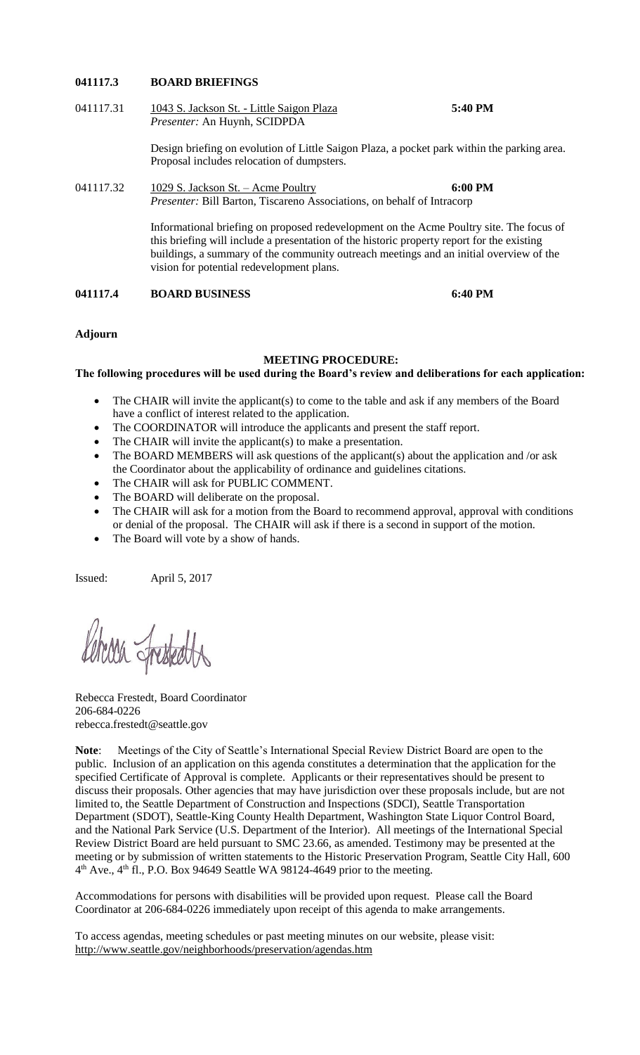**041117.3 BOARD BRIEFINGS**

041117.31 1043 S. Jackson St. - Little Saigon Plaza **5:40 PM**
*Presenter:* An Huynh, SCIDPDA

Design briefing on evolution of Little Saigon Plaza, a pocket park within the parking area. Proposal includes relocation of dumpsters.

041117.32 1029 S. Jackson St. – Acme Poultry **6:00 PM**
*Presenter:* Bill Barton, Tiscareno Associations, on behalf of Intracorp

Informational briefing on proposed redevelopment on the Acme Poultry site. The focus of this briefing will include a presentation of the historic property report for the existing buildings, a summary of the community outreach meetings and an initial overview of the vision for potential redevelopment plans.

**041117.4 BOARD BUSINESS 6:40 PM**

**Adjourn**

**MEETING PROCEDURE:**

**The following procedures will be used during the Board's review and deliberations for each application:**

- The CHAIR will invite the applicant(s) to come to the table and ask if any members of the Board have a conflict of interest related to the application.
- The COORDINATOR will introduce the applicants and present the staff report.
- The CHAIR will invite the applicant(s) to make a presentation.
- The BOARD MEMBERS will ask questions of the applicant(s) about the application and /or ask the Coordinator about the applicability of ordinance and guidelines citations.
- The CHAIR will ask for PUBLIC COMMENT.
- The BOARD will deliberate on the proposal.
- The CHAIR will ask for a motion from the Board to recommend approval, approval with conditions or denial of the proposal. The CHAIR will ask if there is a second in support of the motion.
- The Board will vote by a show of hands.

Issued: April 5, 2017

Rebecca Frestedt, Board Coordinator
206-684-0226
rebecca.frestedt@seattle.gov

**Note**: Meetings of the City of Seattle's International Special Review District Board are open to the public. Inclusion of an application on this agenda constitutes a determination that the application for the specified Certificate of Approval is complete. Applicants or their representatives should be present to discuss their proposals. Other agencies that may have jurisdiction over these proposals include, but are not limited to, the Seattle Department of Construction and Inspections (SDCI), Seattle Transportation Department (SDOT), Seattle-King County Health Department, Washington State Liquor Control Board, and the National Park Service (U.S. Department of the Interior). All meetings of the International Special Review District Board are held pursuant to SMC 23.66, as amended. Testimony may be presented at the meeting or by submission of written statements to the Historic Preservation Program, Seattle City Hall, 600 4th Ave., 4th fl., P.O. Box 94649 Seattle WA 98124-4649 prior to the meeting.

Accommodations for persons with disabilities will be provided upon request. Please call the Board Coordinator at 206-684-0226 immediately upon receipt of this agenda to make arrangements.

To access agendas, meeting schedules or past meeting minutes on our website, please visit: http://www.seattle.gov/neighborhoods/preservation/agendas.htm